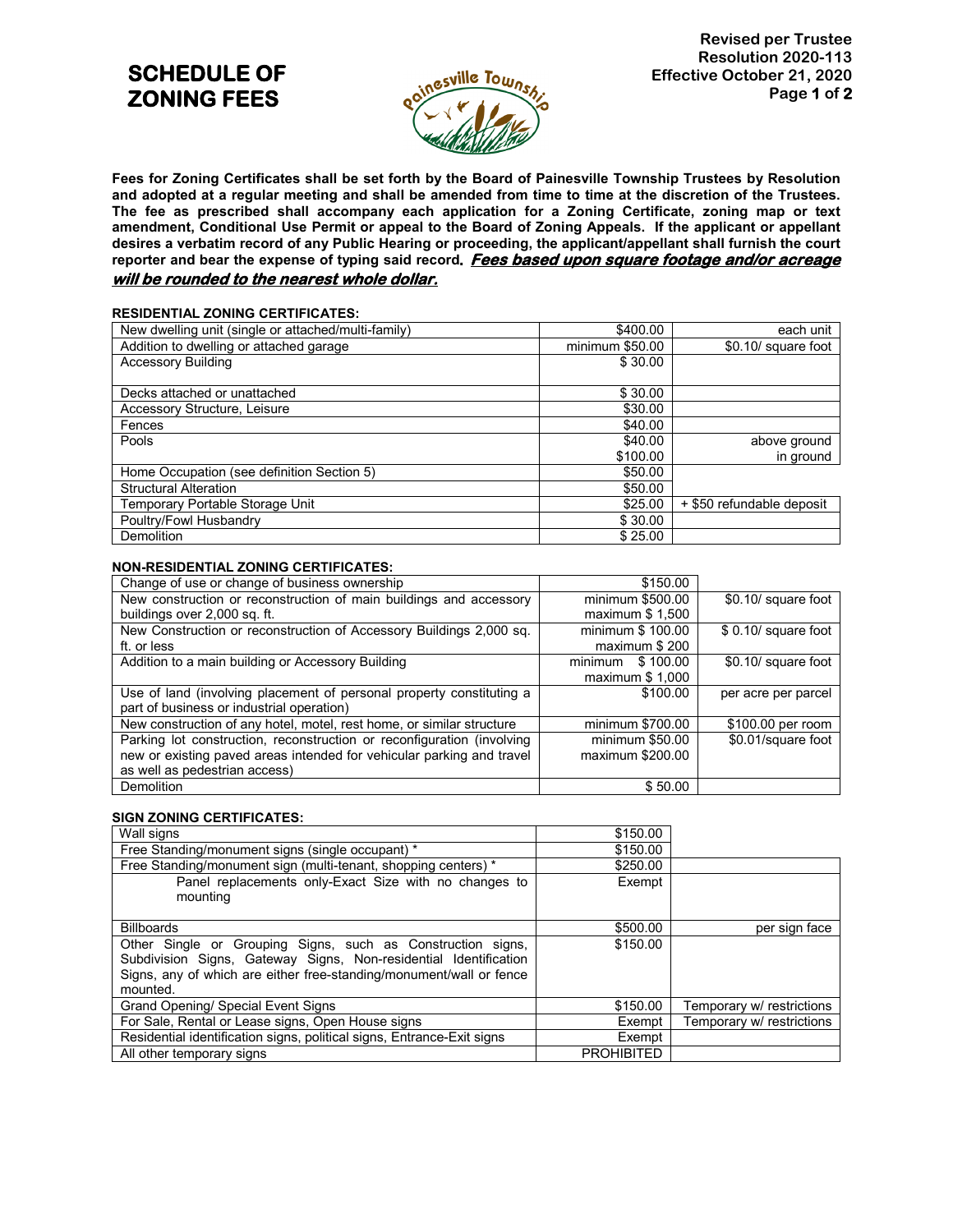# SCHEDULE OF ZONING FEES

**Revised per Trustee Resolution 2020-113**
**Effective October 21, 2020**

**Fees for Zoning Certificates shall be set forth by the Board of Painesville Township Trustees by Resolution and adopted at a regular meeting and shall be amended from time to time at the discretion of the Trustees. The fee as prescribed shall accompany each application for a Zoning Certificate, zoning map or text amendment, Conditional Use Permit or appeal to the Board of Zoning Appeals. If the applicant or appellant desires a verbatim record of any Public Hearing or proceeding, the applicant/appellant shall furnish the court reporter and bear the expense of typing said record. *Fees based upon square footage and/or acreage will be rounded to the nearest whole dollar.***

### RESIDENTIAL ZONING CERTIFICATES:

| | | |
|---|---|---|
| New dwelling unit (single or attached/multi-family) | $400.00 | each unit |
| Addition to dwelling or attached garage | minimum $50.00 | $0.10/ square foot |
| Accessory Building | $ 30.00 | |
| Decks attached or unattached | $ 30.00 | |
| Accessory Structure, Leisure | $30.00 | |
| Fences | $40.00 | |
| Pools | $40.00<br>$100.00 | above ground<br>in ground |
| Home Occupation (see definition Section 5) | $50.00 | |
| Structural Alteration | $50.00 | |
| Temporary Portable Storage Unit | $25.00 | + $50 refundable deposit |
| Poultry/Fowl Husbandry | $ 30.00 | |
| Demolition | $ 25.00 | |

### NON-RESIDENTIAL ZONING CERTIFICATES:

| | | |
|---|---|---|
| Change of use or change of business ownership | $150.00 | |
| New construction or reconstruction of main buildings and accessory buildings over 2,000 sq. ft. | minimum $500.00<br>maximum $ 1,500 | $0.10/ square foot |
| New Construction or reconstruction of Accessory Buildings 2,000 sq. ft. or less | minimum $ 100.00<br>maximum $ 200 | $ 0.10/ square foot |
| Addition to a main building or Accessory Building | minimum $ 100.00<br>maximum $ 1,000 | $0.10/ square foot |
| Use of land (involving placement of personal property constituting a part of business or industrial operation) | $100.00 | per acre per parcel |
| New construction of any hotel, motel, rest home, or similar structure | minimum $700.00 | $100.00 per room |
| Parking lot construction, reconstruction or reconfiguration (involving new or existing paved areas intended for vehicular parking and travel as well as pedestrian access) | minimum $50.00<br>maximum $200.00 | $0.01/square foot |
| Demolition | $ 50.00 | |

### SIGN ZONING CERTIFICATES:

| | | |
|---|---|---|
| Wall signs | $150.00 | |
| Free Standing/monument signs (single occupant) * | $150.00 | |
| Free Standing/monument sign (multi-tenant, shopping centers) * | $250.00 | |
| Panel replacements only-Exact Size with no changes to mounting | Exempt | |
| Billboards | $500.00 | per sign face |
| Other Single or Grouping Signs, such as Construction signs, Subdivision Signs, Gateway Signs, Non-residential Identification Signs, any of which are either free-standing/monument/wall or fence mounted. | $150.00 | |
| Grand Opening/ Special Event Signs | $150.00 | Temporary w/ restrictions |
| For Sale, Rental or Lease signs, Open House signs | Exempt | Temporary w/ restrictions |
| Residential identification signs, political signs, Entrance-Exit signs | Exempt | |
| All other temporary signs | PROHIBITED | |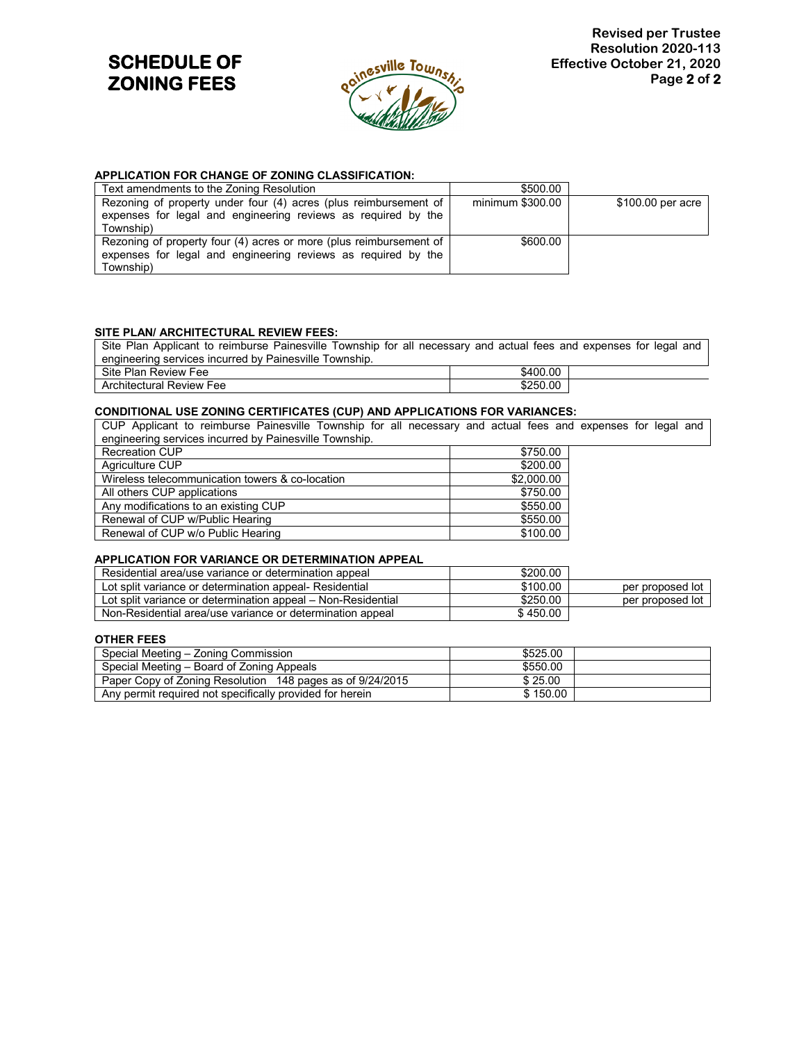# SCHEDULE OF ZONING FEES

**Revised per Trustee Resolution 2020-113**
**Effective October 21, 2020**

### APPLICATION FOR CHANGE OF ZONING CLASSIFICATION:

| | | |
|---|---|---|
| Text amendments to the Zoning Resolution | $500.00 | |
| Rezoning of property under four (4) acres (plus reimbursement of expenses for legal and engineering reviews as required by the Township) | minimum $300.00 | $100.00 per acre |
| Rezoning of property four (4) acres or more (plus reimbursement of expenses for legal and engineering reviews as required by the Township) | $600.00 | |

### SITE PLAN/ ARCHITECTURAL REVIEW FEES:

Site Plan Applicant to reimburse Painesville Township for all necessary and actual fees and expenses for legal and engineering services incurred by Painesville Township.

| | | |
|---|---|---|
| Site Plan Review Fee | $400.00 | |
| Architectural Review Fee | $250.00 | |

### CONDITIONAL USE ZONING CERTIFICATES (CUP) AND APPLICATIONS FOR VARIANCES:

CUP Applicant to reimburse Painesville Township for all necessary and actual fees and expenses for legal and engineering services incurred by Painesville Township.

| | |
|---|---|
| Recreation CUP | $750.00 |
| Agriculture CUP | $200.00 |
| Wireless telecommunication towers & co-location | $2,000.00 |
| All others CUP applications | $750.00 |
| Any modifications to an existing CUP | $550.00 |
| Renewal of CUP w/Public Hearing | $550.00 |
| Renewal of CUP w/o Public Hearing | $100.00 |

### APPLICATION FOR VARIANCE OR DETERMINATION APPEAL

| | | |
|---|---|---|
| Residential area/use variance or determination appeal | $200.00 | |
| Lot split variance or determination appeal- Residential | $100.00 | per proposed lot |
| Lot split variance or determination appeal – Non-Residential | $250.00 | per proposed lot |
| Non-Residential area/use variance or determination appeal | $ 450.00 | |

### OTHER FEES

| | | |
|---|---|---|
| Special Meeting – Zoning Commission | $525.00 | |
| Special Meeting – Board of Zoning Appeals | $550.00 | |
| Paper Copy of Zoning Resolution 148 pages as of 9/24/2015 | $ 25.00 | |
| Any permit required not specifically provided for herein | $ 150.00 | |